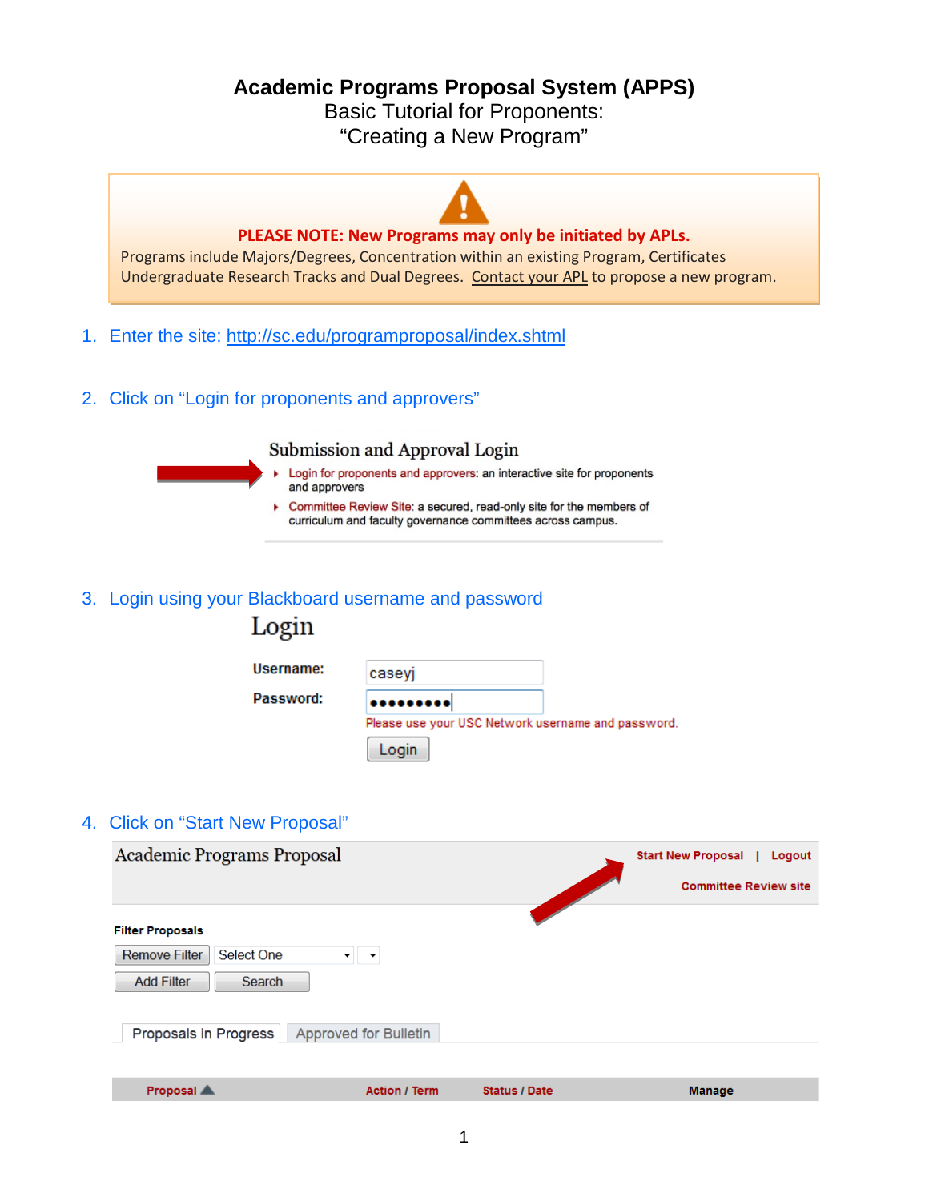# Academic Programs Proposal System (APPS)

Basic Tutorial for Proponents:
"Creating a New Program"

> **PLEASE NOTE: New Programs may only be initiated by APLs.**
> Programs include Majors/Degrees, Concentration within an existing Program, Certificates Undergraduate Research Tracks and Dual Degrees. Contact your APL to propose a new program.

1. Enter the site: http://sc.edu/programproposal/index.shtml

2. Click on "Login for proponents and approvers"

   **Submission and Approval Login**
   - Login for proponents and approvers: an interactive site for proponents and approvers
   - Committee Review Site: a secured, read-only site for the members of curriculum and faculty governance committees across campus.

3. Login using your Blackboard username and password

   **Login**

   Username: caseyj
   Password: •••••••••
   Please use your USC Network username and password.
   Login

4. Click on "Start New Proposal"

   Academic Programs Proposal — Start New Proposal | Logout — Committee Review site

   Filter Proposals
   Remove Filter | Select One
   Add Filter | Search

   Proposals in Progress | Approved for Bulletin

   | Proposal | Action / Term | Status / Date | Manage |
   |---|---|---|---|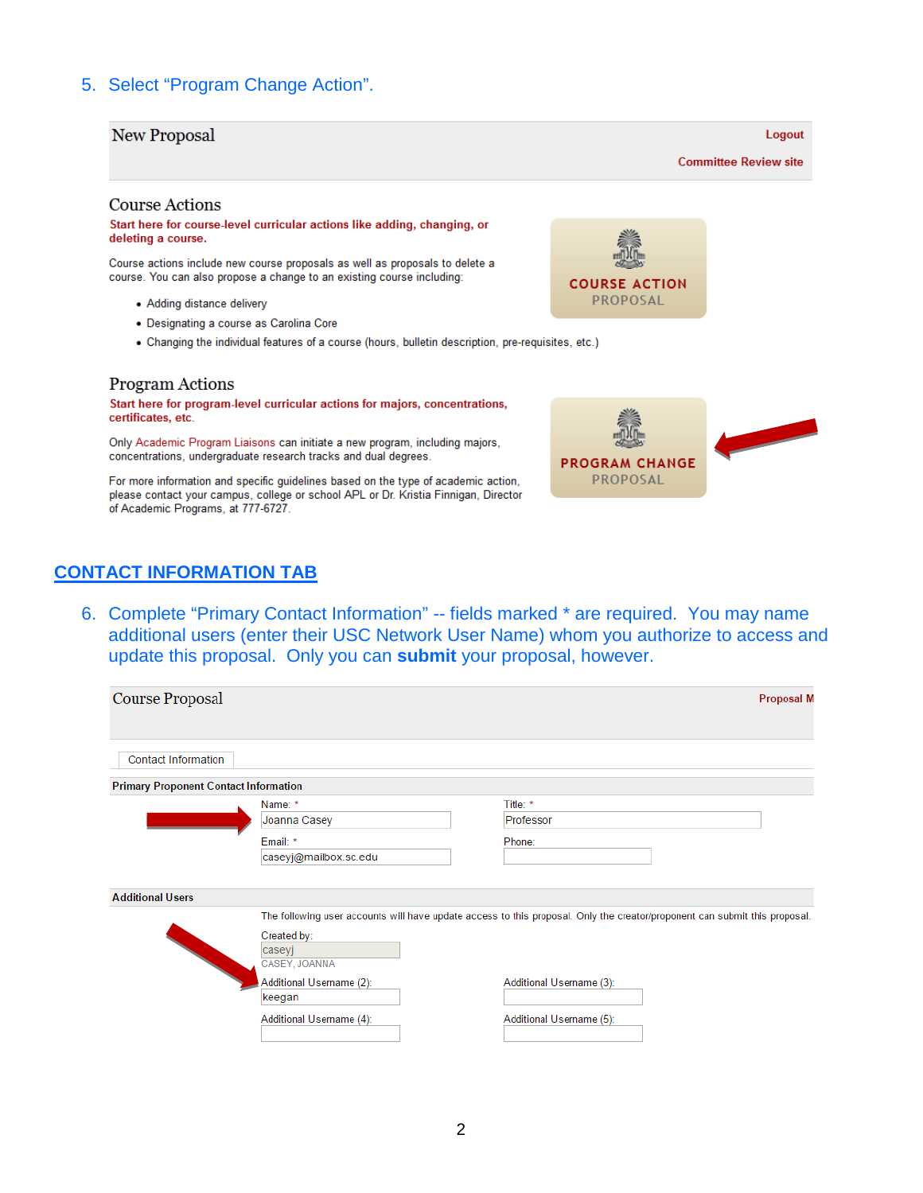5. Select "Program Change Action".

New Proposal

Logout

Committee Review site

### Course Actions

**Start here for course-level curricular actions like adding, changing, or deleting a course.**

Course actions include new course proposals as well as proposals to delete a course. You can also propose a change to an existing course including:

- Adding distance delivery
- Designating a course as Carolina Core
- Changing the individual features of a course (hours, bulletin description, pre-requisites, etc.)

COURSE ACTION PROPOSAL

### Program Actions

**Start here for program-level curricular actions for majors, concentrations, certificates, etc.**

Only Academic Program Liaisons can initiate a new program, including majors, concentrations, undergraduate research tracks and dual degrees.

For more information and specific guidelines based on the type of academic action, please contact your campus, college or school APL or Dr. Kristia Finnigan, Director of Academic Programs, at 777-6727.

PROGRAM CHANGE PROPOSAL

## CONTACT INFORMATION TAB

6. Complete "Primary Contact Information" -- fields marked * are required. You may name additional users (enter their USC Network User Name) whom you authorize to access and update this proposal. Only you can **submit** your proposal, however.

Course Proposal

Proposal M

Contact Information

**Primary Proponent Contact Information**

Name: * Joanna Casey

Title: * Professor

Email: * caseyj@mailbox.sc.edu

Phone:

**Additional Users**

The following user accounts will have update access to this proposal. Only the creator/proponent can submit this proposal.

Created by: caseyj

CASEY, JOANNA

Additional Username (2): keegan

Additional Username (3):

Additional Username (4):

Additional Username (5):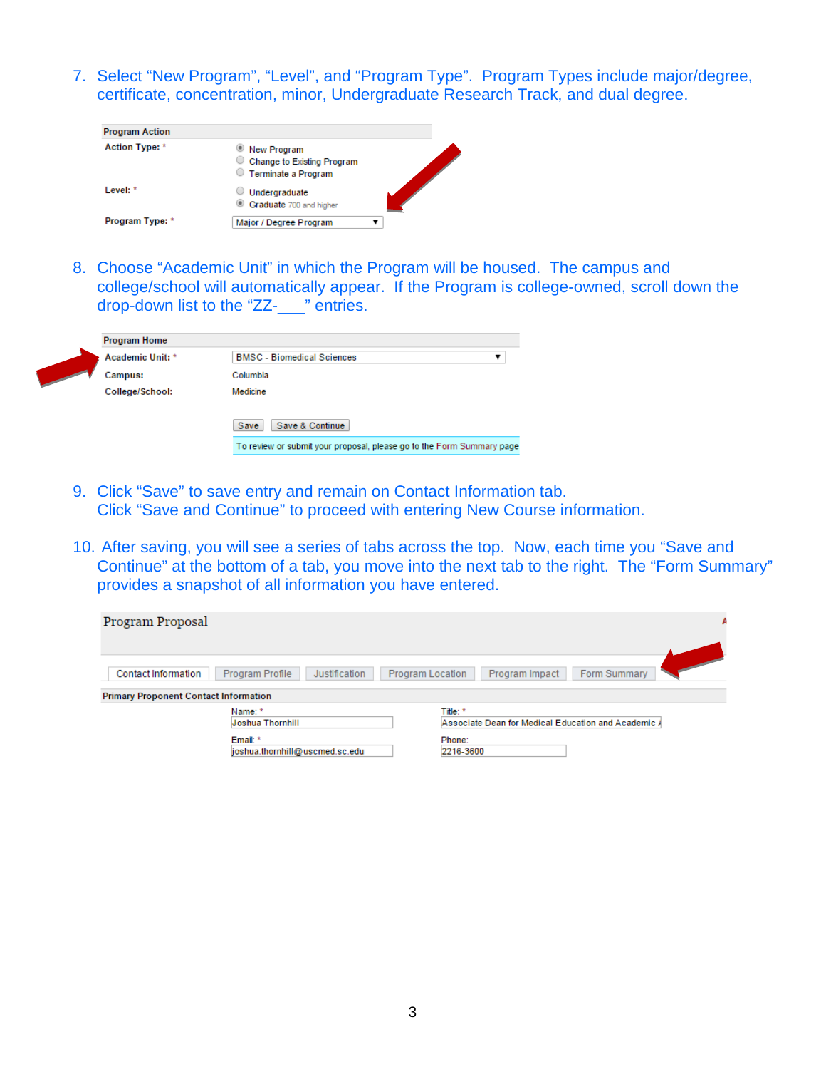7. Select “New Program”, “Level”, and “Program Type”. Program Types include major/degree, certificate, concentration, minor, Undergraduate Research Track, and dual degree.

**Program Action**

| | |
|---|---|
| **Action Type:** * | ◉ New Program<br>○ Change to Existing Program<br>○ Terminate a Program |
| **Level:** * | ○ Undergraduate<br>◉ Graduate 700 and higher |
| **Program Type:** * | Major / Degree Program ▼ |

8. Choose “Academic Unit” in which the Program will be housed. The campus and college/school will automatically appear. If the Program is college-owned, scroll down the drop-down list to the “ZZ-___” entries.

**Program Home**

| | |
|---|---|
| **Academic Unit:** * | BMSC - Biomedical Sciences ▼ |
| **Campus:** | Columbia |
| **College/School:** | Medicine |

Save | Save & Continue

To review or submit your proposal, please go to the Form Summary page

9. Click “Save” to save entry and remain on Contact Information tab.
   Click “Save and Continue” to proceed with entering New Course information.

10. After saving, you will see a series of tabs across the top. Now, each time you “Save and Continue” at the bottom of a tab, you move into the next tab to the right. The “Form Summary” provides a snapshot of all information you have entered.

Program Proposal

Contact Information | Program Profile | Justification | Program Location | Program Impact | Form Summary

**Primary Proponent Contact Information**

| | |
|---|---|
| Name: * Joshua Thornhill | Title: * Associate Dean for Medical Education and Academic A |
| Email: * joshua.thornhill@uscmed.sc.edu | Phone: 2216-3600 |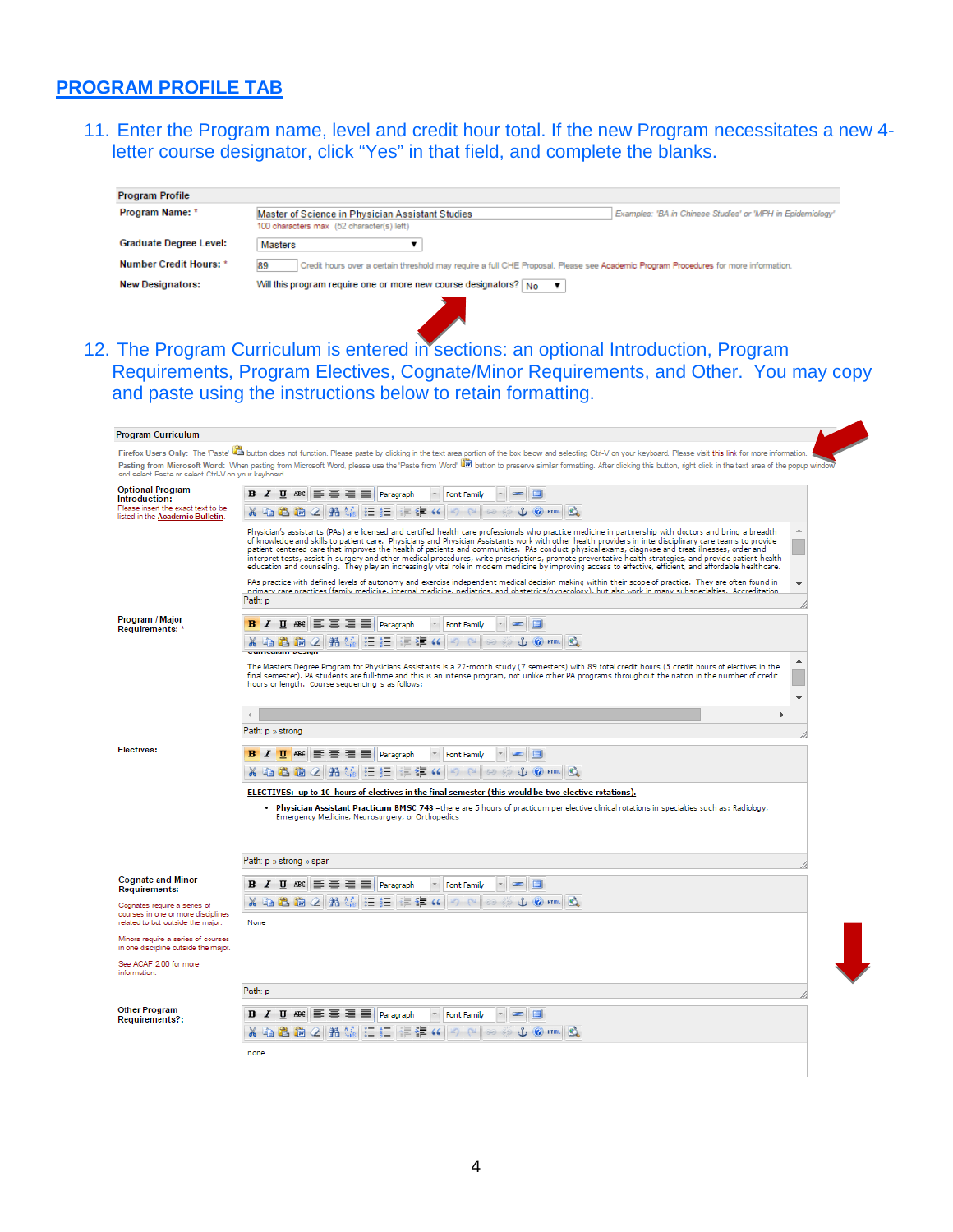## PROGRAM PROFILE TAB

11. Enter the Program name, level and credit hour total. If the new Program necessitates a new 4-letter course designator, click "Yes" in that field, and complete the blanks.

**Program Profile**

| | | |
|---|---|---|
| **Program Name:** * | Master of Science in Physician Assistant Studies<br>100 characters max (52 character(s) left) | Examples: 'BA in Chinese Studies' or 'MPH in Epidemiology' |
| **Graduate Degree Level:** | Masters | |
| **Number Credit Hours:** * | 89 | Credit hours over a certain threshold may require a full CHE Proposal. Please see Academic Program Procedures for more information. |
| **New Designators:** | Will this program require one or more new course designators? No | |

12. The Program Curriculum is entered in sections: an optional Introduction, Program Requirements, Program Electives, Cognate/Minor Requirements, and Other. You may copy and paste using the instructions below to retain formatting.

**Program Curriculum**

**Firefox Users Only:** The 'Paste' button does not function. Please paste by clicking in the text area portion of the box below and selecting Ctrl-V on your keyboard. Please visit this link for more information.
**Pasting from Microsoft Word:** When pasting from Microsoft Word, please use the 'Paste from Word' button to preserve similar formatting. After clicking this button, right click in the text area of the popup window and select Paste or select Ctrl-V on your keyboard.

**Optional Program Introduction:**
Please insert the exact text to be listed in the Academic Bulletin.

Physician's assistants (PAs) are licensed and certified health care professionals who practice medicine in partnership with doctors and bring a breadth of knowledge and skills to patient care. Physicians and Physician Assistants work with other health providers in interdisciplinary care teams to provide patient-centered care that improves the health of patients and communities. PAs conduct physical exams, diagnose and treat illnesses, order and interpret tests, assist in surgery and other medical procedures, write prescriptions, promote preventative health strategies, and provide patient health education and counseling. They play an increasingly vital role in modern medicine by improving access to effective, efficient, and affordable healthcare.

PAs practice with defined levels of autonomy and exercise independent medical decision making within their scope of practice. They are often found in primary care practices (family medicine, internal medicine, pediatrics, and obstetrics/gynecology), but also work in many subspecialties. Accreditation

Path: p

**Program / Major Requirements:** *

Curriculum Design

The Masters Degree Program for Physicians Assistants is a 27-month study (7 semesters) with 89 total credit hours (5 credit hours of electives in the final semester). PA students are full-time and this is an intense program, not unlike other PA programs throughout the nation in the number of credit hours or length. Course sequencing is as follows:

Path: p » strong

**Electives:**

**ELECTIVES: up to 10 hours of electives in the final semester (this would be two elective rotations).**

- **Physician Assistant Practicum BMSC 748** –there are 5 hours of practicum per elective clinical rotations in specialties such as: Radiology, Emergency Medicine, Neurosurgery, or Orthopedics

Path: p » strong » span

**Cognate and Minor Requirements:**

Cognates require a series of courses in one or more disciplines related to but outside the major.

Minors require a series of courses in one discipline outside the major.

See ACAF 2.00 for more information.

None

Path: p

**Other Program Requirements?:**

none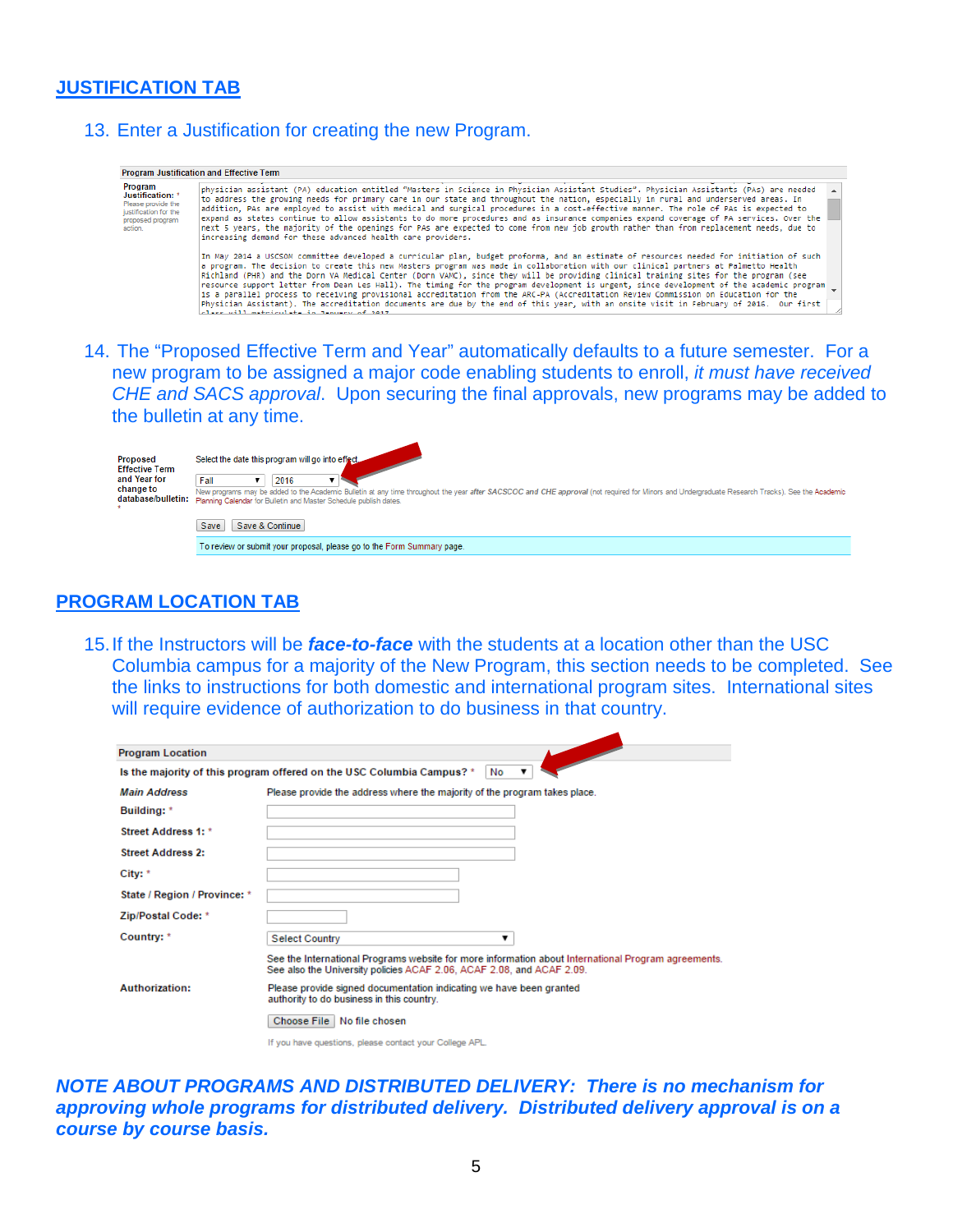## JUSTIFICATION TAB

13. Enter a Justification for creating the new Program.

**Program Justification and Effective Term**

**Program Justification:** *
Please provide the justification for the proposed program action.

physician assistant (PA) education entitled "Masters in Science in Physician Assistant Studies". Physician Assistants (PAs) are needed to address the growing needs for primary care in our state and throughout the nation, especially in rural and underserved areas. In addition, PAs are employed to assist with medical and surgical procedures in a cost-effective manner. The role of PAs is expected to expand as states continue to allow assistants to do more procedures and as insurance companies expand coverage of PA services. Over the next 5 years, the majority of the openings for PAs are expected to come from new job growth rather than from replacement needs, due to increasing demand for these advanced health care providers.

In May 2014 a USCSOM committee developed a curricular plan, budget proforma, and an estimate of resources needed for initiation of such a program. The decision to create this new Masters program was made in collaboration with our clinical partners at Palmetto Health Richland (PHR) and the Dorn VA Medical Center (Dorn VAMC), since they will be providing clinical training sites for the program (see resource support letter from Dean Les Hall). The timing for the program development is urgent, since development of the academic program is a parallel process to receiving provisional accreditation from the ARC-PA (Accreditation Review Commission on Education for the Physician Assistant). The accreditation documents are due by the end of this year, with an onsite visit in February of 2016. Our first class will matriculate in January of 2017.

14. The "Proposed Effective Term and Year" automatically defaults to a future semester. For a new program to be assigned a major code enabling students to enroll, *it must have received CHE and SACS approval*. Upon securing the final approvals, new programs may be added to the bulletin at any time.

**Proposed Effective Term and Year for change to database/bulletin:** *

Select the date this program will go into effect.

Fall ▼ 2016 ▼

New programs may be added to the Academic Bulletin at any time throughout the year *after SACSCOC and CHE approval* (not required for Minors and Undergraduate Research Tracks). See the Academic Planning Calendar for Bulletin and Master Schedule publish dates.

Save | Save & Continue

To review or submit your proposal, please go to the Form Summary page.

## PROGRAM LOCATION TAB

15. If the Instructors will be ***face-to-face*** with the students at a location other than the USC Columbia campus for a majority of the New Program, this section needs to be completed. See the links to instructions for both domestic and international program sites. International sites will require evidence of authorization to do business in that country.

**Program Location**

**Is the majority of this program offered on the USC Columbia Campus?** * No ▼

| | |
|---|---|
| ***Main Address*** | Please provide the address where the majority of the program takes place. |
| **Building:** * | |
| **Street Address 1:** * | |
| **Street Address 2:** | |
| **City:** * | |
| **State / Region / Province:** * | |
| **Zip/Postal Code:** * | |
| **Country:** * | Select Country ▼ |
| | See the International Programs website for more information about International Program agreements. See also the University policies ACAF 2.06, ACAF 2.08, and ACAF 2.09. |
| **Authorization:** | Please provide signed documentation indicating we have been granted authority to do business in this country. |
| | Choose File No file chosen |
| | If you have questions, please contact your College APL. |

***NOTE ABOUT PROGRAMS AND DISTRIBUTED DELIVERY: There is no mechanism for approving whole programs for distributed delivery. Distributed delivery approval is on a course by course basis.***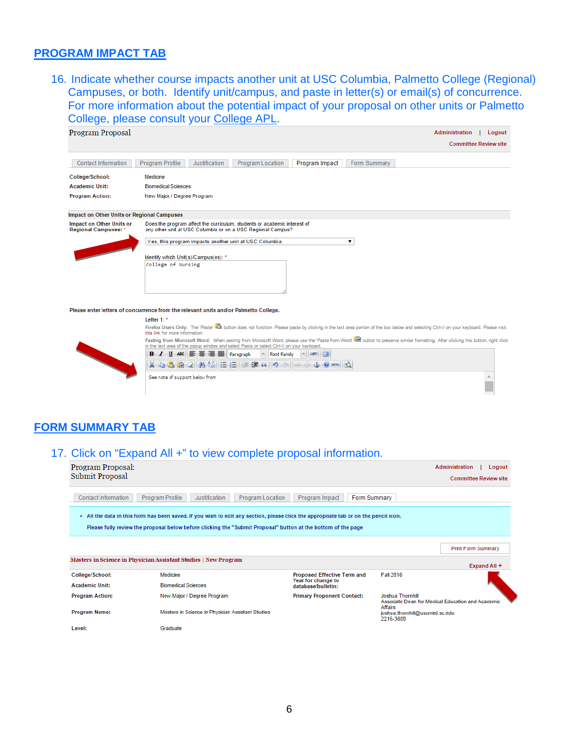## PROGRAM IMPACT TAB

16. Indicate whether course impacts another unit at USC Columbia, Palmetto College (Regional) Campuses, or both. Identify unit/campus, and paste in letter(s) or email(s) of concurrence. For more information about the potential impact of your proposal on other units or Palmetto College, please consult your College APL.

Program Proposal

Administration | Logout

Committee Review site

Contact Information | Program Profile | Justification | Program Location | Program Impact | Form Summary

| | |
|---|---|
| College/School: | Medicine |
| Academic Unit: | Biomedical Sciences |
| Program Action: | New Major / Degree Program |

**Impact on Other Units or Regional Campuses**

Impact on Other Units or Regional Campuses: * Does the program affect the curriculum, students or academic interest of any other unit at USC Columbia or on a USC Regional Campus?

Yes, this program impacts another unit at USC Columbia.

Identify which Unit(s)/Campus(es): *

College of Nursing

**Please enter letters of concurrence from the relevant units and/or Palmetto College.**

Letter 1: *

**Firefox Users Only:** The 'Paste' button does not function. Please paste by clicking in the text area portion of the box below and selecting Ctrl-V on your keyboard. Please visit this link for more information.

**Pasting from Microsoft Word:** When pasting from Microsoft Word, please use the 'Paste from Word' button to preserve similar formatting. After clicking this button, right click in the text area of the popup window and select Paste or select Ctrl-V on your keyboard.

See note of support below from

## FORM SUMMARY TAB

17. Click on "Expand All +" to view complete proposal information.

Program Proposal:
Submit Proposal

Administration | Logout

Committee Review site

Contact Information | Program Profile | Justification | Program Location | Program Impact | Form Summary

- All the data in this form has been saved. If you wish to edit any section, please click the appropriate tab or on the pencil icon.

  Please fully review the proposal below before clicking the "Submit Proposal" button at the bottom of the page

Print Form Summary

**Masters in Science in Physician Assistant Studies | New Program**

Expand All +

| | | | |
|---|---|---|---|
| College/School: | Medicine | Proposed Effective Term and Year for change to database/bulletin: | Fall 2016 |
| Academic Unit: | Biomedical Sciences | | |
| Program Action: | New Major / Degree Program | Primary Proponent Contact: | Joshua Thornhill<br>Associate Dean for Medical Education and Academic Affairs<br>joshua.thornhill@uscmed.sc.edu<br>2216-3600 |
| Program Name: | Masters in Science in Physician Assistant Studies | | |
| Level: | Graduate | | |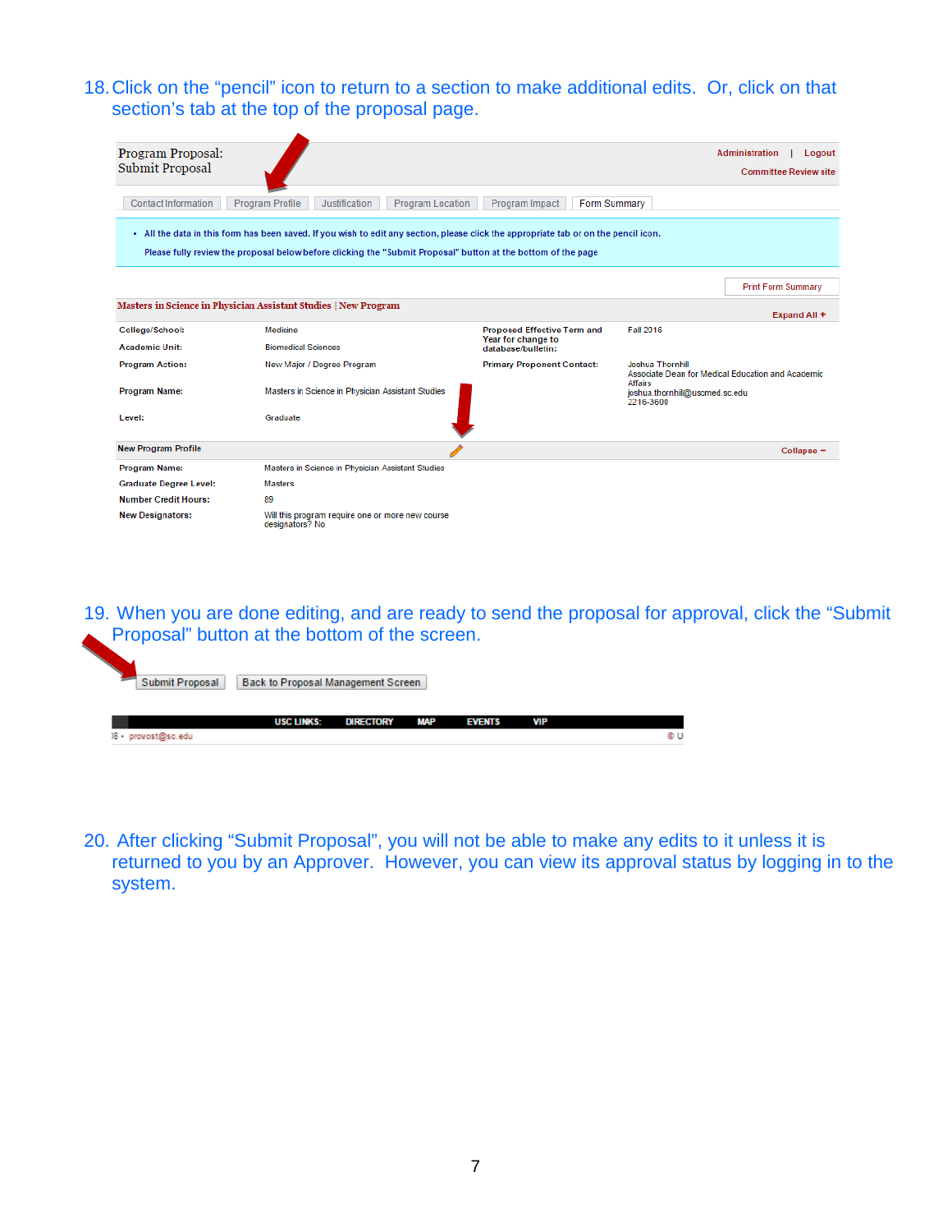18. Click on the “pencil” icon to return to a section to make additional edits. Or, click on that section’s tab at the top of the proposal page.

Program Proposal:
Submit Proposal

Administration | Logout
Committee Review site

Contact Information | Program Profile | Justification | Program Location | Program Impact | Form Summary

- All the data in this form has been saved. If you wish to edit any section, please click the appropriate tab or on the pencil icon.
  Please fully review the proposal below before clicking the "Submit Proposal" button at the bottom of the page

Print Form Summary

Masters in Science in Physician Assistant Studies | New Program

Expand All +

| | | | |
|---|---|---|---|
| College/School: | Medicine | Proposed Effective Term and Year for change to database/bulletin: | Fall 2016 |
| Academic Unit: | Biomedical Sciences | | |
| Program Action: | New Major / Degree Program | Primary Proponent Contact: | Joshua Thornhill<br>Associate Dean for Medical Education and Academic Affairs<br>joshua.thornhill@uscmed.sc.edu<br>2216-3600 |
| Program Name: | Masters in Science in Physician Assistant Studies | | |
| Level: | Graduate | | |

New Program Profile

Collapse −

| | |
|---|---|
| Program Name: | Masters in Science in Physician Assistant Studies |
| Graduate Degree Level: | Masters |
| Number Credit Hours: | 89 |
| New Designators: | Will this program require one or more new course designators? No |

19. When you are done editing, and are ready to send the proposal for approval, click the “Submit Proposal” button at the bottom of the screen.

Submit Proposal | Back to Proposal Management Screen

USC LINKS: DIRECTORY MAP EVENTS VIP

)8 • provost@sc.edu

20. After clicking “Submit Proposal”, you will not be able to make any edits to it unless it is returned to you by an Approver. However, you can view its approval status by logging in to the system.